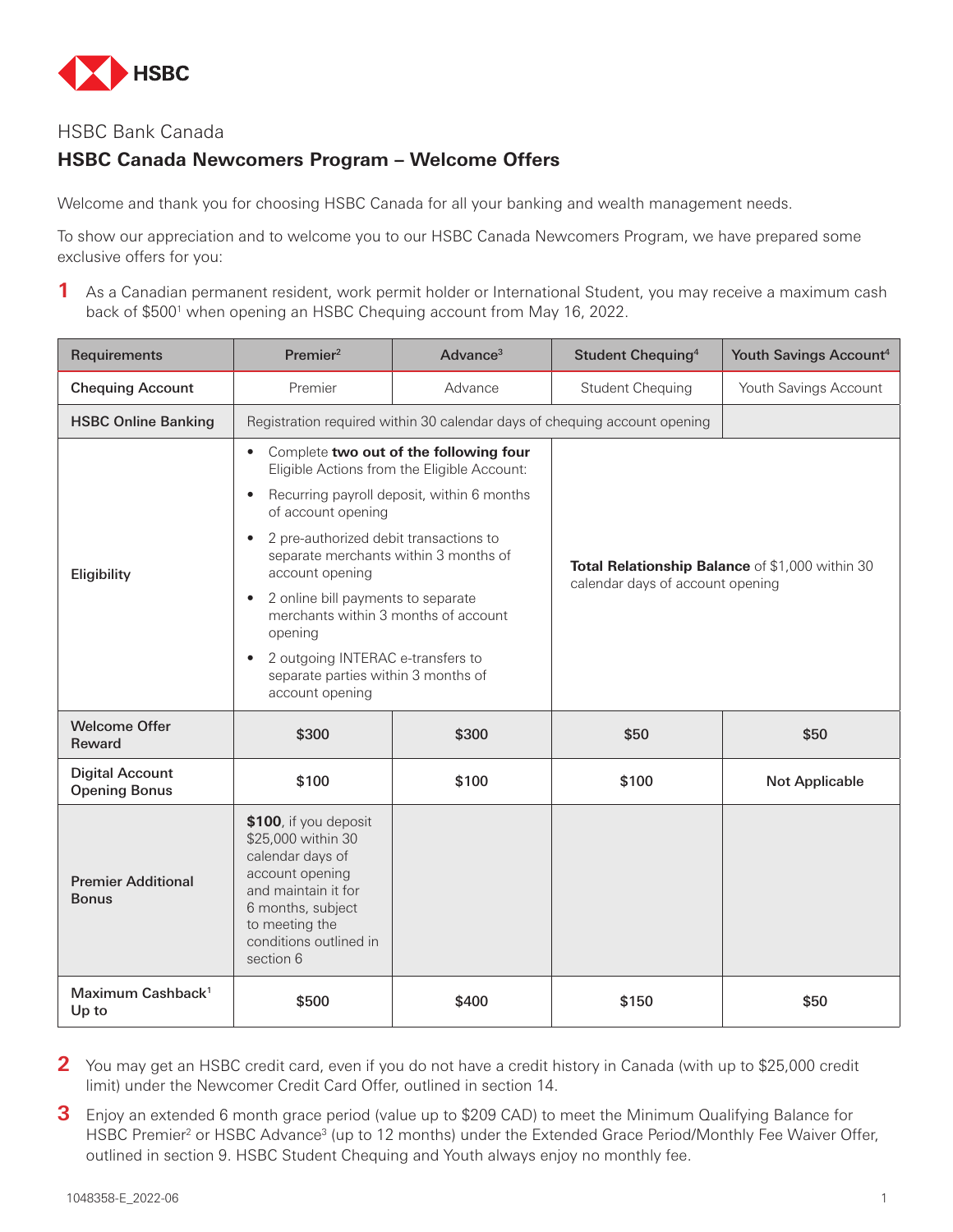HSBC

HSBC Bank Canada

## HSBC Canada Newcomers Program – Welcome Offers

Welcome and thank you for choosing HSBC Canada for all your banking and wealth management needs.

To show our appreciation and to welcome you to our HSBC Canada Newcomers Program, we have prepared some exclusive offers for you:

**1** As a Canadian permanent resident, work permit holder or International Student, you may receive a maximum cash back of $500[1] when opening an HSBC Chequing account from May 16, 2022.

| Requirements | Premier[2] | Advance[3] | Student Chequing[4] | Youth Savings Account[4] |
|---|---|---|---|---|
| **Chequing Account** | Premier | Advance | Student Chequing | Youth Savings Account |
| **HSBC Online Banking** | Registration required within 30 calendar days of chequing account opening | | | |
| **Eligibility** | • Complete **two out of the following four** Eligible Actions from the Eligible Account:<br>• Recurring payroll deposit, within 6 months of account opening<br>• 2 pre-authorized debit transactions to separate merchants within 3 months of account opening<br>• 2 online bill payments to separate merchants within 3 months of account opening<br>• 2 outgoing INTERAC e-transfers to separate parties within 3 months of account opening | | **Total Relationship Balance** of $1,000 within 30 calendar days of account opening | |
| **Welcome Offer Reward** | **$300** | **$300** | **$50** | **$50** |
| **Digital Account Opening Bonus** | **$100** | **$100** | **$100** | **Not Applicable** |
| **Premier Additional Bonus** | **$100**, if you deposit $25,000 within 30 calendar days of account opening and maintain it for 6 months, subject to meeting the conditions outlined in section 6 | | | |
| **Maximum Cashback[1] Up to** | **$500** | **$400** | **$150** | **$50** |

**2** You may get an HSBC credit card, even if you do not have a credit history in Canada (with up to $25,000 credit limit) under the Newcomer Credit Card Offer, outlined in section 14.

**3** Enjoy an extended 6 month grace period (value up to $209 CAD) to meet the Minimum Qualifying Balance for HSBC Premier[2] or HSBC Advance[3] (up to 12 months) under the Extended Grace Period/Monthly Fee Waiver Offer, outlined in section 9. HSBC Student Chequing and Youth always enjoy no monthly fee.

1048358-E_2022-06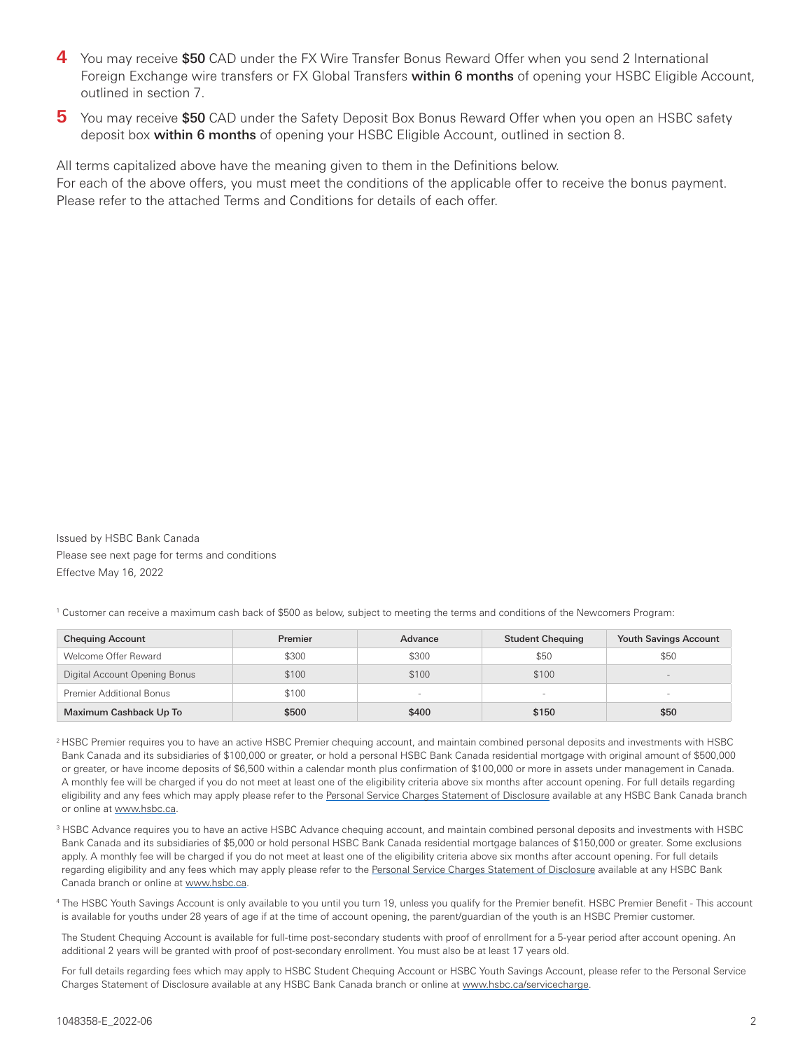4. You may receive **$50** CAD under the FX Wire Transfer Bonus Reward Offer when you send 2 International Foreign Exchange wire transfers or FX Global Transfers **within 6 months** of opening your HSBC Eligible Account, outlined in section 7.

5. You may receive **$50** CAD under the Safety Deposit Box Bonus Reward Offer when you open an HSBC safety deposit box **within 6 months** of opening your HSBC Eligible Account, outlined in section 8.

All terms capitalized above have the meaning given to them in the Definitions below.
For each of the above offers, you must meet the conditions of the applicable offer to receive the bonus payment. Please refer to the attached Terms and Conditions for details of each offer.

Issued by HSBC Bank Canada
Please see next page for terms and conditions
Effectve May 16, 2022

[1] Customer can receive a maximum cash back of $500 as below, subject to meeting the terms and conditions of the Newcomers Program:

| Chequing Account | Premier | Advance | Student Chequing | Youth Savings Account |
|---|---|---|---|---|
| Welcome Offer Reward | $300 | $300 | $50 | $50 |
| Digital Account Opening Bonus | $100 | $100 | $100 | - |
| Premier Additional Bonus | $100 | - | - | - |
| **Maximum Cashback Up To** | **$500** | **$400** | **$150** | **$50** |

[2] HSBC Premier requires you to have an active HSBC Premier chequing account, and maintain combined personal deposits and investments with HSBC Bank Canada and its subsidiaries of $100,000 or greater, or hold a personal HSBC Bank Canada residential mortgage with original amount of $500,000 or greater, or have income deposits of $6,500 within a calendar month plus confirmation of $100,000 or more in assets under management in Canada. A monthly fee will be charged if you do not meet at least one of the eligibility criteria above six months after account opening. For full details regarding eligibility and any fees which may apply please refer to the Personal Service Charges Statement of Disclosure available at any HSBC Bank Canada branch or online at www.hsbc.ca.

[3] HSBC Advance requires you to have an active HSBC Advance chequing account, and maintain combined personal deposits and investments with HSBC Bank Canada and its subsidiaries of $5,000 or hold personal HSBC Bank Canada residential mortgage balances of $150,000 or greater. Some exclusions apply. A monthly fee will be charged if you do not meet at least one of the eligibility criteria above six months after account opening. For full details regarding eligibility and any fees which may apply please refer to the Personal Service Charges Statement of Disclosure available at any HSBC Bank Canada branch or online at www.hsbc.ca.

[4] The HSBC Youth Savings Account is only available to you until you turn 19, unless you qualify for the Premier benefit. HSBC Premier Benefit - This account is available for youths under 28 years of age if at the time of account opening, the parent/guardian of the youth is an HSBC Premier customer.

The Student Chequing Account is available for full-time post-secondary students with proof of enrollment for a 5-year period after account opening. An additional 2 years will be granted with proof of post-secondary enrollment. You must also be at least 17 years old.

For full details regarding fees which may apply to HSBC Student Chequing Account or HSBC Youth Savings Account, please refer to the Personal Service Charges Statement of Disclosure available at any HSBC Bank Canada branch or online at www.hsbc.ca/servicecharge.

1048358-E_2022-06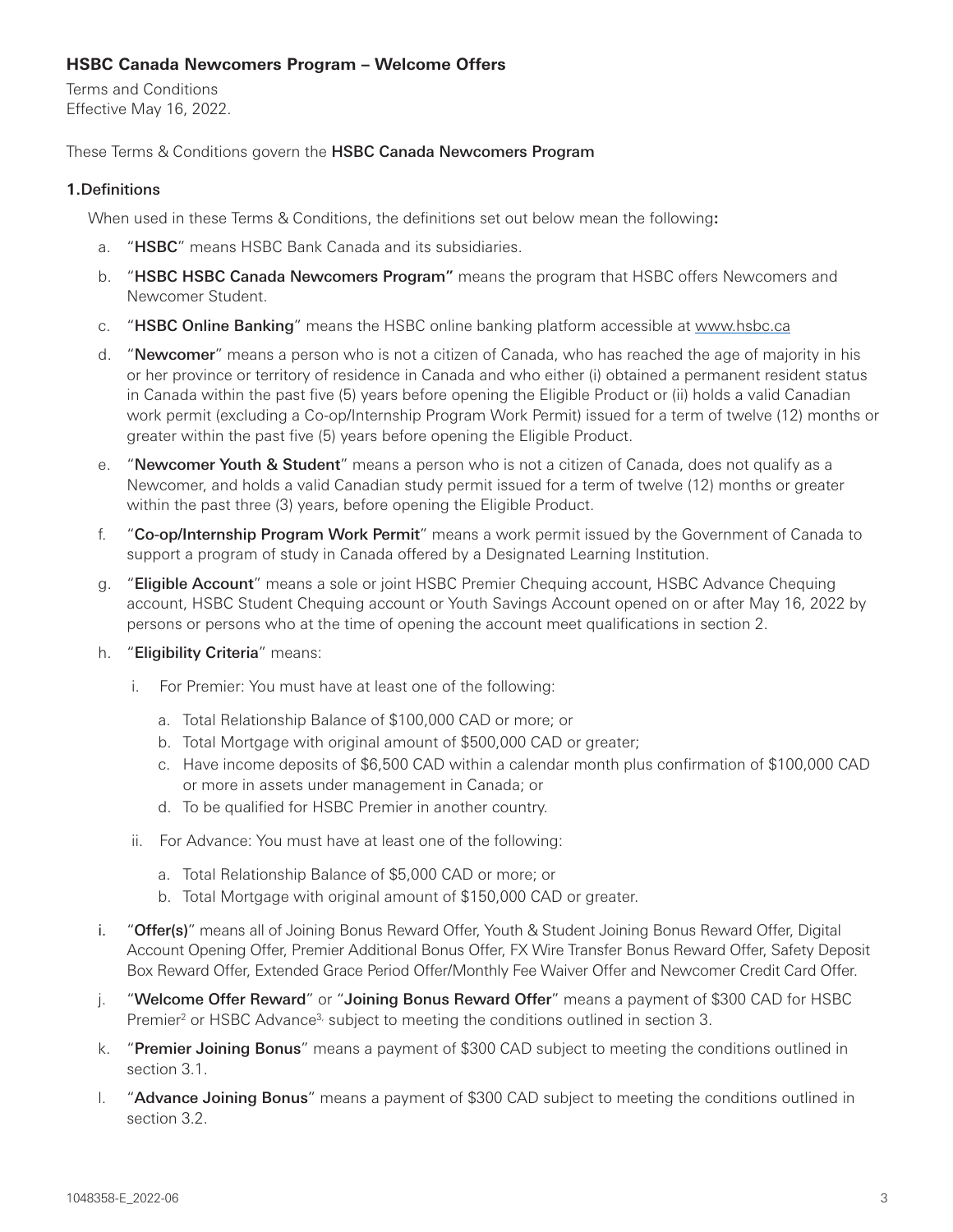**HSBC Canada Newcomers Program – Welcome Offers**

Terms and Conditions
Effective May 16, 2022.

These Terms & Conditions govern the **HSBC Canada Newcomers Program**

**1.Definitions**

When used in these Terms & Conditions, the definitions set out below mean the following**:**

a. "**HSBC**" means HSBC Bank Canada and its subsidiaries.

b. "**HSBC HSBC Canada Newcomers Program"** means the program that HSBC offers Newcomers and Newcomer Student.

c. "**HSBC Online Banking**" means the HSBC online banking platform accessible at www.hsbc.ca

d. "**Newcomer**" means a person who is not a citizen of Canada, who has reached the age of majority in his or her province or territory of residence in Canada and who either (i) obtained a permanent resident status in Canada within the past five (5) years before opening the Eligible Product or (ii) holds a valid Canadian work permit (excluding a Co-op/Internship Program Work Permit) issued for a term of twelve (12) months or greater within the past five (5) years before opening the Eligible Product.

e. "**Newcomer Youth & Student**" means a person who is not a citizen of Canada, does not qualify as a Newcomer, and holds a valid Canadian study permit issued for a term of twelve (12) months or greater within the past three (3) years, before opening the Eligible Product.

f. "**Co-op/Internship Program Work Permit**" means a work permit issued by the Government of Canada to support a program of study in Canada offered by a Designated Learning Institution.

g. "**Eligible Account**" means a sole or joint HSBC Premier Chequing account, HSBC Advance Chequing account, HSBC Student Chequing account or Youth Savings Account opened on or after May 16, 2022 by persons or persons who at the time of opening the account meet qualifications in section 2.

h. "**Eligibility Criteria**" means:

   i. For Premier: You must have at least one of the following:

      a. Total Relationship Balance of $100,000 CAD or more; or
      b. Total Mortgage with original amount of $500,000 CAD or greater;
      c. Have income deposits of $6,500 CAD within a calendar month plus confirmation of $100,000 CAD or more in assets under management in Canada; or
      d. To be qualified for HSBC Premier in another country.

   ii. For Advance: You must have at least one of the following:

      a. Total Relationship Balance of $5,000 CAD or more; or
      b. Total Mortgage with original amount of $150,000 CAD or greater.

i. "**Offer(s)**" means all of Joining Bonus Reward Offer, Youth & Student Joining Bonus Reward Offer, Digital Account Opening Offer, Premier Additional Bonus Offer, FX Wire Transfer Bonus Reward Offer, Safety Deposit Box Reward Offer, Extended Grace Period Offer/Monthly Fee Waiver Offer and Newcomer Credit Card Offer.

j. "**Welcome Offer Reward**" or "**Joining Bonus Reward Offer**" means a payment of $300 CAD for HSBC Premier[2] or HSBC Advance[3], subject to meeting the conditions outlined in section 3.

k. "**Premier Joining Bonus**" means a payment of $300 CAD subject to meeting the conditions outlined in section 3.1.

l. "**Advance Joining Bonus**" means a payment of $300 CAD subject to meeting the conditions outlined in section 3.2.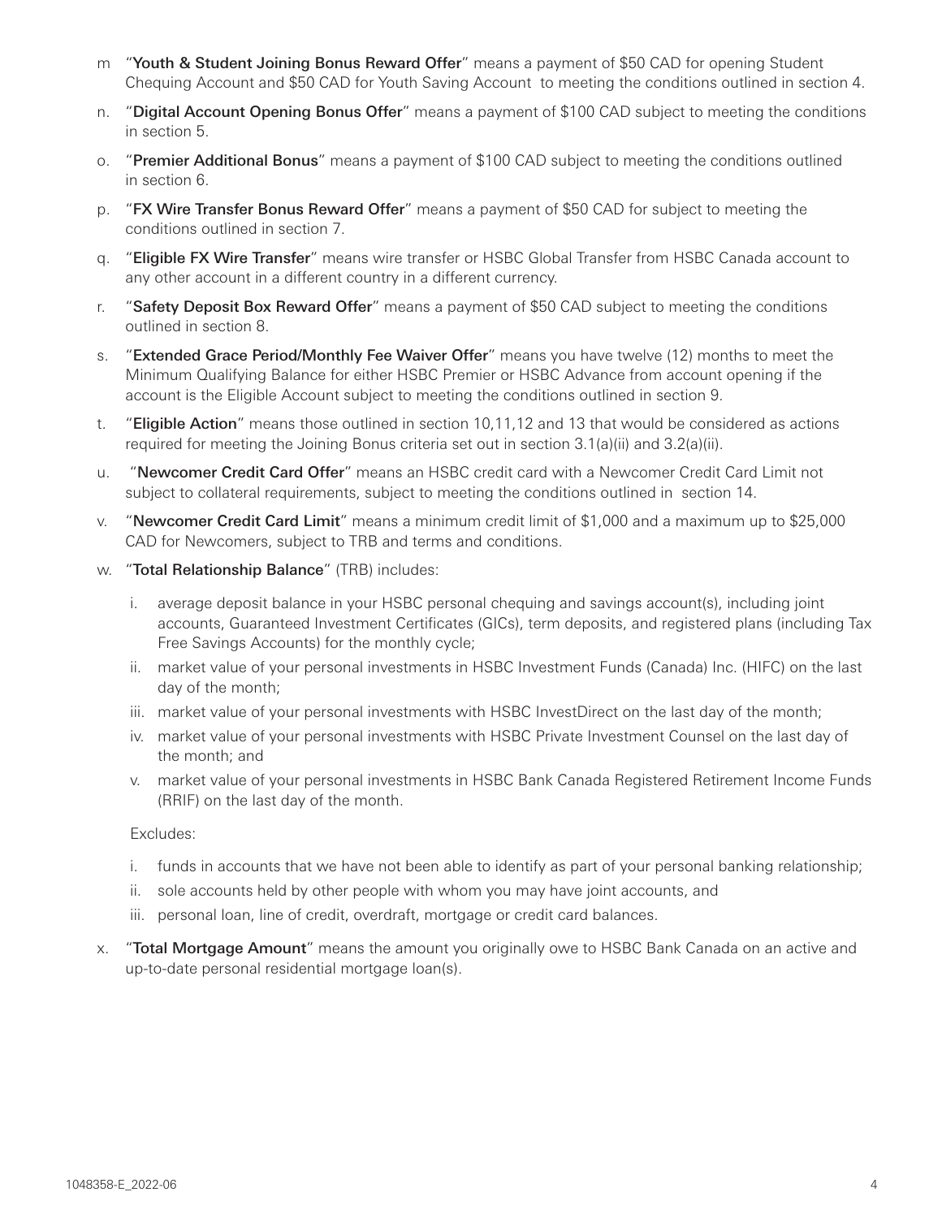m "**Youth & Student Joining Bonus Reward Offer**" means a payment of $50 CAD for opening Student Chequing Account and $50 CAD for Youth Saving Account to meeting the conditions outlined in section 4.

n. "**Digital Account Opening Bonus Offer**" means a payment of $100 CAD subject to meeting the conditions in section 5.

o. "**Premier Additional Bonus**" means a payment of $100 CAD subject to meeting the conditions outlined in section 6.

p. "**FX Wire Transfer Bonus Reward Offer**" means a payment of $50 CAD for subject to meeting the conditions outlined in section 7.

q. "**Eligible FX Wire Transfer**" means wire transfer or HSBC Global Transfer from HSBC Canada account to any other account in a different country in a different currency.

r. "**Safety Deposit Box Reward Offer**" means a payment of $50 CAD subject to meeting the conditions outlined in section 8.

s. "**Extended Grace Period/Monthly Fee Waiver Offer**" means you have twelve (12) months to meet the Minimum Qualifying Balance for either HSBC Premier or HSBC Advance from account opening if the account is the Eligible Account subject to meeting the conditions outlined in section 9.

t. "**Eligible Action**" means those outlined in section 10,11,12 and 13 that would be considered as actions required for meeting the Joining Bonus criteria set out in section 3.1(a)(ii) and 3.2(a)(ii).

u. "**Newcomer Credit Card Offer**" means an HSBC credit card with a Newcomer Credit Card Limit not subject to collateral requirements, subject to meeting the conditions outlined in section 14.

v. "**Newcomer Credit Card Limit**" means a minimum credit limit of $1,000 and a maximum up to $25,000 CAD for Newcomers, subject to TRB and terms and conditions.

w. "**Total Relationship Balance**" (TRB) includes:

   i. average deposit balance in your HSBC personal chequing and savings account(s), including joint accounts, Guaranteed Investment Certificates (GICs), term deposits, and registered plans (including Tax Free Savings Accounts) for the monthly cycle;

   ii. market value of your personal investments in HSBC Investment Funds (Canada) Inc. (HIFC) on the last day of the month;

   iii. market value of your personal investments with HSBC InvestDirect on the last day of the month;

   iv. market value of your personal investments with HSBC Private Investment Counsel on the last day of the month; and

   v. market value of your personal investments in HSBC Bank Canada Registered Retirement Income Funds (RRIF) on the last day of the month.

   Excludes:

   i. funds in accounts that we have not been able to identify as part of your personal banking relationship;

   ii. sole accounts held by other people with whom you may have joint accounts, and

   iii. personal loan, line of credit, overdraft, mortgage or credit card balances.

x. "**Total Mortgage Amount**" means the amount you originally owe to HSBC Bank Canada on an active and up-to-date personal residential mortgage loan(s).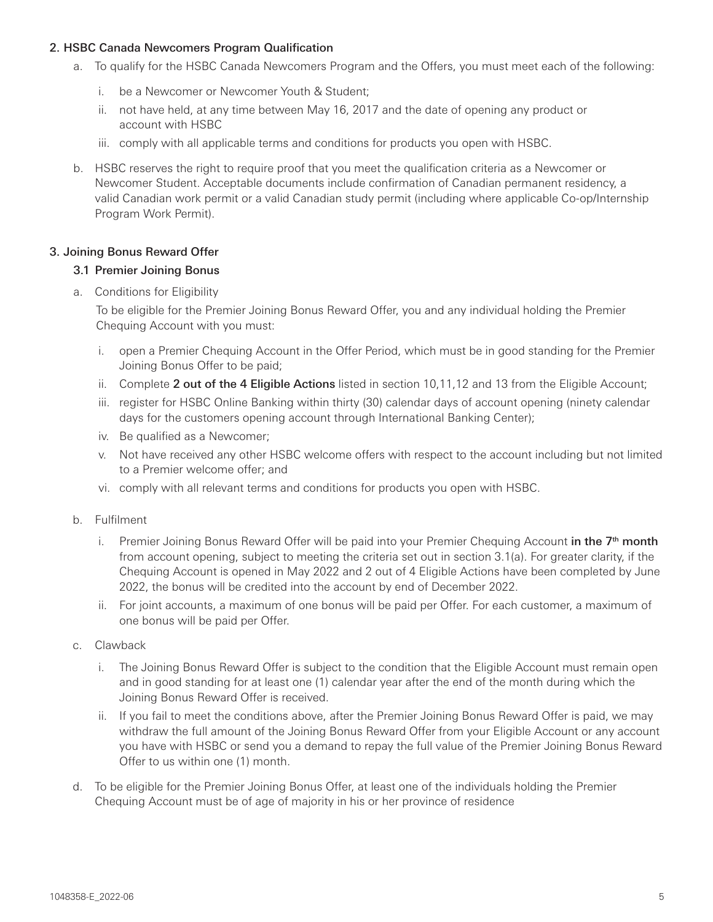## 2. HSBC Canada Newcomers Program Qualification

a. To qualify for the HSBC Canada Newcomers Program and the Offers, you must meet each of the following:

   i. be a Newcomer or Newcomer Youth & Student;

   ii. not have held, at any time between May 16, 2017 and the date of opening any product or account with HSBC

   iii. comply with all applicable terms and conditions for products you open with HSBC.

b. HSBC reserves the right to require proof that you meet the qualification criteria as a Newcomer or Newcomer Student. Acceptable documents include confirmation of Canadian permanent residency, a valid Canadian work permit or a valid Canadian study permit (including where applicable Co-op/Internship Program Work Permit).

## 3. Joining Bonus Reward Offer

### 3.1 Premier Joining Bonus

a. Conditions for Eligibility

   To be eligible for the Premier Joining Bonus Reward Offer, you and any individual holding the Premier Chequing Account with you must:

   i. open a Premier Chequing Account in the Offer Period, which must be in good standing for the Premier Joining Bonus Offer to be paid;

   ii. Complete **2 out of the 4 Eligible Actions** listed in section 10,11,12 and 13 from the Eligible Account;

   iii. register for HSBC Online Banking within thirty (30) calendar days of account opening (ninety calendar days for the customers opening account through International Banking Center);

   iv. Be qualified as a Newcomer;

   v. Not have received any other HSBC welcome offers with respect to the account including but not limited to a Premier welcome offer; and

   vi. comply with all relevant terms and conditions for products you open with HSBC.

b. Fulfilment

   i. Premier Joining Bonus Reward Offer will be paid into your Premier Chequing Account **in the 7th month** from account opening, subject to meeting the criteria set out in section 3.1(a). For greater clarity, if the Chequing Account is opened in May 2022 and 2 out of 4 Eligible Actions have been completed by June 2022, the bonus will be credited into the account by end of December 2022.

   ii. For joint accounts, a maximum of one bonus will be paid per Offer. For each customer, a maximum of one bonus will be paid per Offer.

c. Clawback

   i. The Joining Bonus Reward Offer is subject to the condition that the Eligible Account must remain open and in good standing for at least one (1) calendar year after the end of the month during which the Joining Bonus Reward Offer is received.

   ii. If you fail to meet the conditions above, after the Premier Joining Bonus Reward Offer is paid, we may withdraw the full amount of the Joining Bonus Reward Offer from your Eligible Account or any account you have with HSBC or send you a demand to repay the full value of the Premier Joining Bonus Reward Offer to us within one (1) month.

d. To be eligible for the Premier Joining Bonus Offer, at least one of the individuals holding the Premier Chequing Account must be of age of majority in his or her province of residence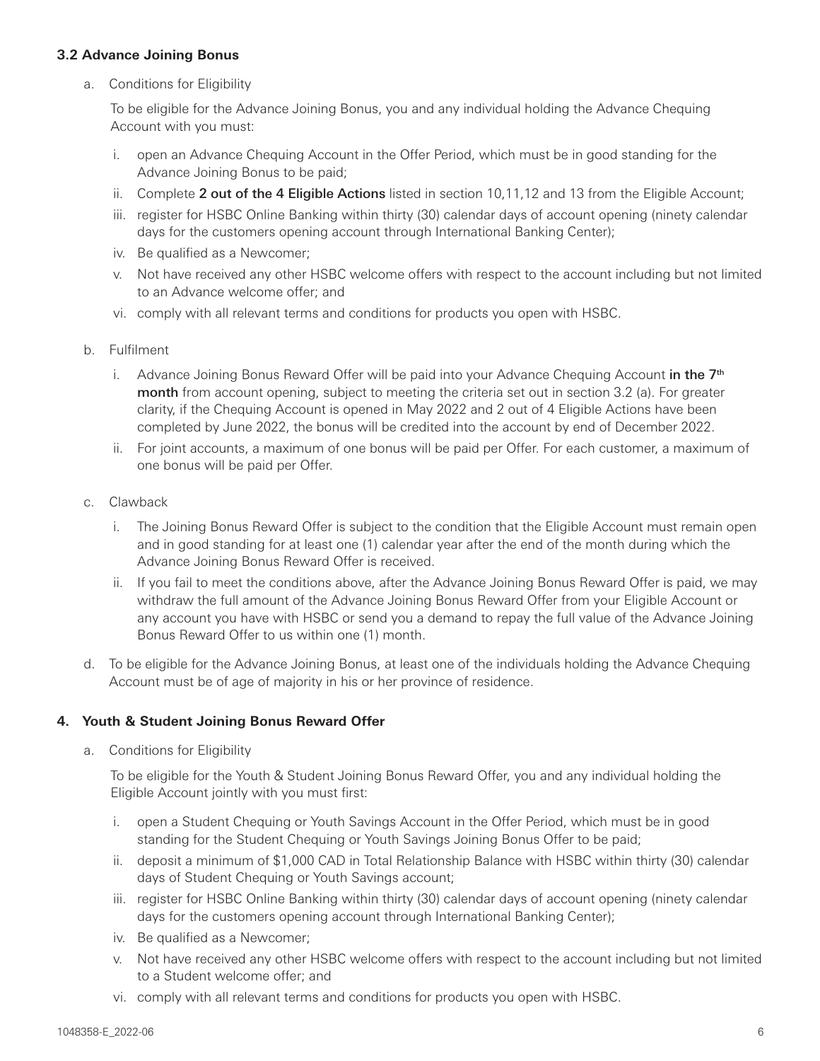### 3.2 Advance Joining Bonus

a. Conditions for Eligibility

   To be eligible for the Advance Joining Bonus, you and any individual holding the Advance Chequing Account with you must:

   i. open an Advance Chequing Account in the Offer Period, which must be in good standing for the Advance Joining Bonus to be paid;

   ii. Complete **2 out of the 4 Eligible Actions** listed in section 10,11,12 and 13 from the Eligible Account;

   iii. register for HSBC Online Banking within thirty (30) calendar days of account opening (ninety calendar days for the customers opening account through International Banking Center);

   iv. Be qualified as a Newcomer;

   v. Not have received any other HSBC welcome offers with respect to the account including but not limited to an Advance welcome offer; and

   vi. comply with all relevant terms and conditions for products you open with HSBC.

b. Fulfilment

   i. Advance Joining Bonus Reward Offer will be paid into your Advance Chequing Account **in the 7th month** from account opening, subject to meeting the criteria set out in section 3.2 (a). For greater clarity, if the Chequing Account is opened in May 2022 and 2 out of 4 Eligible Actions have been completed by June 2022, the bonus will be credited into the account by end of December 2022.

   ii. For joint accounts, a maximum of one bonus will be paid per Offer. For each customer, a maximum of one bonus will be paid per Offer.

c. Clawback

   i. The Joining Bonus Reward Offer is subject to the condition that the Eligible Account must remain open and in good standing for at least one (1) calendar year after the end of the month during which the Advance Joining Bonus Reward Offer is received.

   ii. If you fail to meet the conditions above, after the Advance Joining Bonus Reward Offer is paid, we may withdraw the full amount of the Advance Joining Bonus Reward Offer from your Eligible Account or any account you have with HSBC or send you a demand to repay the full value of the Advance Joining Bonus Reward Offer to us within one (1) month.

d. To be eligible for the Advance Joining Bonus, at least one of the individuals holding the Advance Chequing Account must be of age of majority in his or her province of residence.

### 4. Youth & Student Joining Bonus Reward Offer

a. Conditions for Eligibility

   To be eligible for the Youth & Student Joining Bonus Reward Offer, you and any individual holding the Eligible Account jointly with you must first:

   i. open a Student Chequing or Youth Savings Account in the Offer Period, which must be in good standing for the Student Chequing or Youth Savings Joining Bonus Offer to be paid;

   ii. deposit a minimum of $1,000 CAD in Total Relationship Balance with HSBC within thirty (30) calendar days of Student Chequing or Youth Savings account;

   iii. register for HSBC Online Banking within thirty (30) calendar days of account opening (ninety calendar days for the customers opening account through International Banking Center);

   iv. Be qualified as a Newcomer;

   v. Not have received any other HSBC welcome offers with respect to the account including but not limited to a Student welcome offer; and

   vi. comply with all relevant terms and conditions for products you open with HSBC.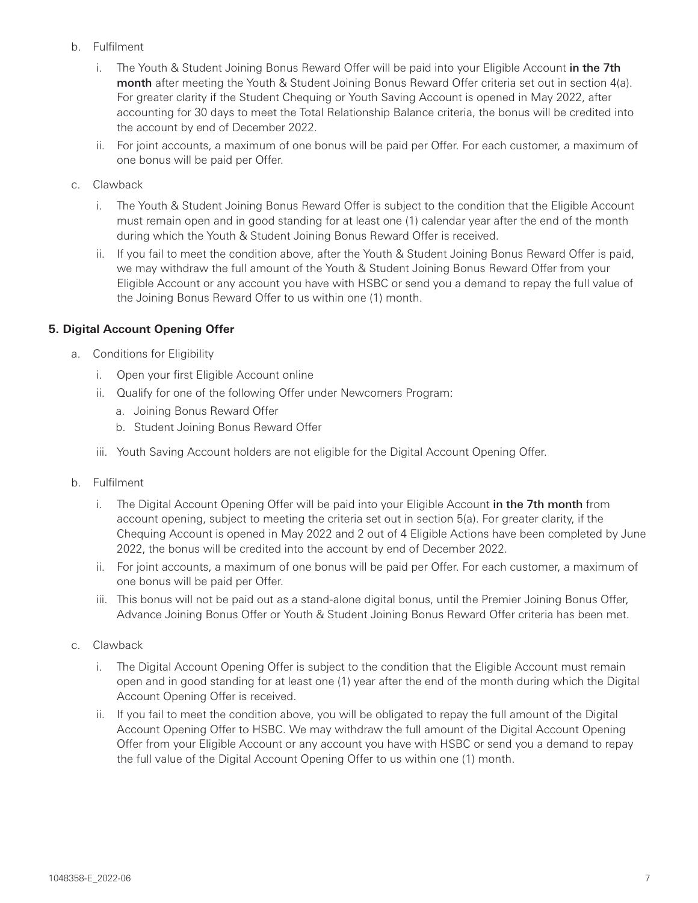b. Fulfilment

   i. The Youth & Student Joining Bonus Reward Offer will be paid into your Eligible Account **in the 7th month** after meeting the Youth & Student Joining Bonus Reward Offer criteria set out in section 4(a). For greater clarity if the Student Chequing or Youth Saving Account is opened in May 2022, after accounting for 30 days to meet the Total Relationship Balance criteria, the bonus will be credited into the account by end of December 2022.

   ii. For joint accounts, a maximum of one bonus will be paid per Offer. For each customer, a maximum of one bonus will be paid per Offer.

c. Clawback

   i. The Youth & Student Joining Bonus Reward Offer is subject to the condition that the Eligible Account must remain open and in good standing for at least one (1) calendar year after the end of the month during which the Youth & Student Joining Bonus Reward Offer is received.

   ii. If you fail to meet the condition above, after the Youth & Student Joining Bonus Reward Offer is paid, we may withdraw the full amount of the Youth & Student Joining Bonus Reward Offer from your Eligible Account or any account you have with HSBC or send you a demand to repay the full value of the Joining Bonus Reward Offer to us within one (1) month.

**5. Digital Account Opening Offer**

a. Conditions for Eligibility

   i. Open your first Eligible Account online

   ii. Qualify for one of the following Offer under Newcomers Program:

      a. Joining Bonus Reward Offer

      b. Student Joining Bonus Reward Offer

   iii. Youth Saving Account holders are not eligible for the Digital Account Opening Offer.

b. Fulfilment

   i. The Digital Account Opening Offer will be paid into your Eligible Account **in the 7th month** from account opening, subject to meeting the criteria set out in section 5(a). For greater clarity, if the Chequing Account is opened in May 2022 and 2 out of 4 Eligible Actions have been completed by June 2022, the bonus will be credited into the account by end of December 2022.

   ii. For joint accounts, a maximum of one bonus will be paid per Offer. For each customer, a maximum of one bonus will be paid per Offer.

   iii. This bonus will not be paid out as a stand-alone digital bonus, until the Premier Joining Bonus Offer, Advance Joining Bonus Offer or Youth & Student Joining Bonus Reward Offer criteria has been met.

c. Clawback

   i. The Digital Account Opening Offer is subject to the condition that the Eligible Account must remain open and in good standing for at least one (1) year after the end of the month during which the Digital Account Opening Offer is received.

   ii. If you fail to meet the condition above, you will be obligated to repay the full amount of the Digital Account Opening Offer to HSBC. We may withdraw the full amount of the Digital Account Opening Offer from your Eligible Account or any account you have with HSBC or send you a demand to repay the full value of the Digital Account Opening Offer to us within one (1) month.

1048358-E_2022-06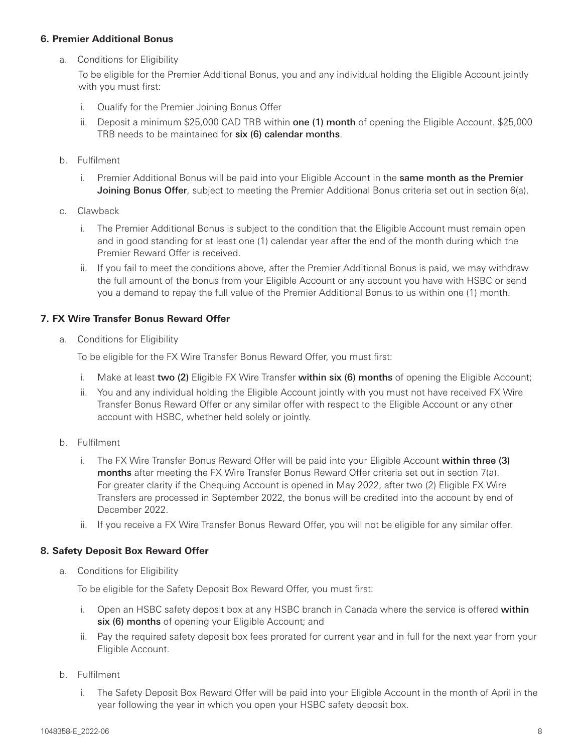### 6. Premier Additional Bonus

a. Conditions for Eligibility

To be eligible for the Premier Additional Bonus, you and any individual holding the Eligible Account jointly with you must first:

i. Qualify for the Premier Joining Bonus Offer

ii. Deposit a minimum $25,000 CAD TRB within **one (1) month** of opening the Eligible Account. $25,000 TRB needs to be maintained for **six (6) calendar months**.

b. Fulfilment

i. Premier Additional Bonus will be paid into your Eligible Account in the **same month as the Premier Joining Bonus Offer**, subject to meeting the Premier Additional Bonus criteria set out in section 6(a).

c. Clawback

i. The Premier Additional Bonus is subject to the condition that the Eligible Account must remain open and in good standing for at least one (1) calendar year after the end of the month during which the Premier Reward Offer is received.

ii. If you fail to meet the conditions above, after the Premier Additional Bonus is paid, we may withdraw the full amount of the bonus from your Eligible Account or any account you have with HSBC or send you a demand to repay the full value of the Premier Additional Bonus to us within one (1) month.

### 7. FX Wire Transfer Bonus Reward Offer

a. Conditions for Eligibility

To be eligible for the FX Wire Transfer Bonus Reward Offer, you must first:

i. Make at least **two (2)** Eligible FX Wire Transfer **within six (6) months** of opening the Eligible Account;

ii. You and any individual holding the Eligible Account jointly with you must not have received FX Wire Transfer Bonus Reward Offer or any similar offer with respect to the Eligible Account or any other account with HSBC, whether held solely or jointly.

b. Fulfilment

i. The FX Wire Transfer Bonus Reward Offer will be paid into your Eligible Account **within three (3) months** after meeting the FX Wire Transfer Bonus Reward Offer criteria set out in section 7(a). For greater clarity if the Chequing Account is opened in May 2022, after two (2) Eligible FX Wire Transfers are processed in September 2022, the bonus will be credited into the account by end of December 2022.

ii. If you receive a FX Wire Transfer Bonus Reward Offer, you will not be eligible for any similar offer.

### 8. Safety Deposit Box Reward Offer

a. Conditions for Eligibility

To be eligible for the Safety Deposit Box Reward Offer, you must first:

i. Open an HSBC safety deposit box at any HSBC branch in Canada where the service is offered **within six (6) months** of opening your Eligible Account; and

ii. Pay the required safety deposit box fees prorated for current year and in full for the next year from your Eligible Account.

b. Fulfilment

i. The Safety Deposit Box Reward Offer will be paid into your Eligible Account in the month of April in the year following the year in which you open your HSBC safety deposit box.

1048358-E_2022-06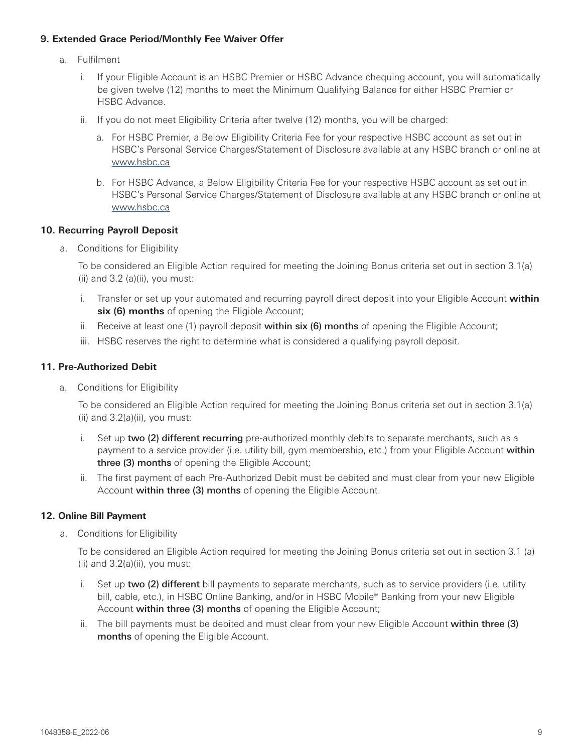### 9. Extended Grace Period/Monthly Fee Waiver Offer

a. Fulfilment

   i. If your Eligible Account is an HSBC Premier or HSBC Advance chequing account, you will automatically be given twelve (12) months to meet the Minimum Qualifying Balance for either HSBC Premier or HSBC Advance.

   ii. If you do not meet Eligibility Criteria after twelve (12) months, you will be charged:

      a. For HSBC Premier, a Below Eligibility Criteria Fee for your respective HSBC account as set out in HSBC's Personal Service Charges/Statement of Disclosure available at any HSBC branch or online at www.hsbc.ca

      b. For HSBC Advance, a Below Eligibility Criteria Fee for your respective HSBC account as set out in HSBC's Personal Service Charges/Statement of Disclosure available at any HSBC branch or online at www.hsbc.ca

### 10. Recurring Payroll Deposit

a. Conditions for Eligibility

   To be considered an Eligible Action required for meeting the Joining Bonus criteria set out in section 3.1(a) (ii) and 3.2 (a)(ii), you must:

   i. Transfer or set up your automated and recurring payroll direct deposit into your Eligible Account **within six (6) months** of opening the Eligible Account;

   ii. Receive at least one (1) payroll deposit **within six (6) months** of opening the Eligible Account;

   iii. HSBC reserves the right to determine what is considered a qualifying payroll deposit.

### 11. Pre-Authorized Debit

a. Conditions for Eligibility

   To be considered an Eligible Action required for meeting the Joining Bonus criteria set out in section 3.1(a) (ii) and 3.2(a)(ii), you must:

   i. Set up **two (2) different recurring** pre-authorized monthly debits to separate merchants, such as a payment to a service provider (i.e. utility bill, gym membership, etc.) from your Eligible Account **within three (3) months** of opening the Eligible Account;

   ii. The first payment of each Pre-Authorized Debit must be debited and must clear from your new Eligible Account **within three (3) months** of opening the Eligible Account.

### 12. Online Bill Payment

a. Conditions for Eligibility

   To be considered an Eligible Action required for meeting the Joining Bonus criteria set out in section 3.1 (a) (ii) and 3.2(a)(ii), you must:

   i. Set up **two (2) different** bill payments to separate merchants, such as to service providers (i.e. utility bill, cable, etc.), in HSBC Online Banking, and/or in HSBC Mobile® Banking from your new Eligible Account **within three (3) months** of opening the Eligible Account;

   ii. The bill payments must be debited and must clear from your new Eligible Account **within three (3) months** of opening the Eligible Account.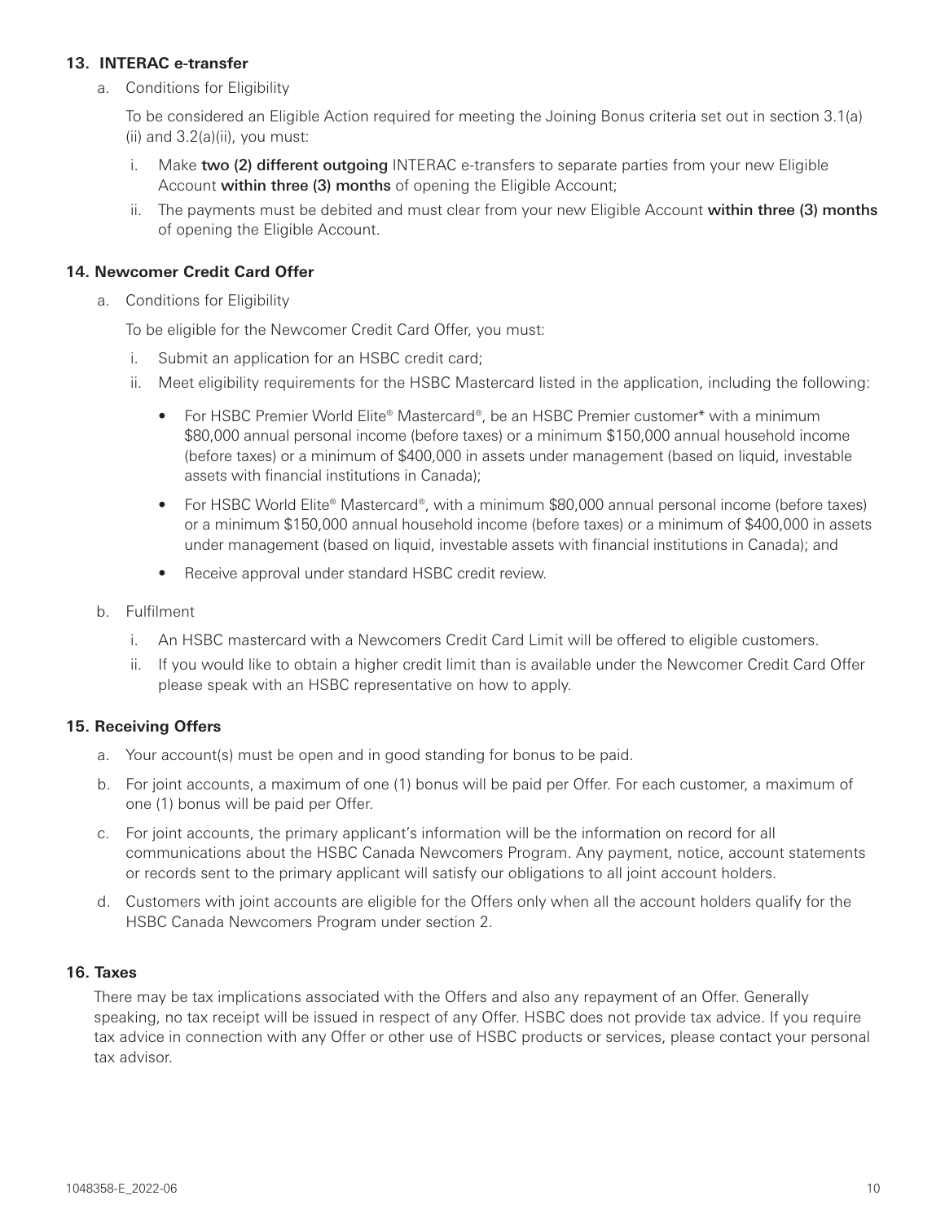### 13. INTERAC e-transfer

a. Conditions for Eligibility

To be considered an Eligible Action required for meeting the Joining Bonus criteria set out in section 3.1(a)(ii) and 3.2(a)(ii), you must:

i. Make **two (2) different outgoing** INTERAC e-transfers to separate parties from your new Eligible Account **within three (3) months** of opening the Eligible Account;

ii. The payments must be debited and must clear from your new Eligible Account **within three (3) months** of opening the Eligible Account.

### 14. Newcomer Credit Card Offer

a. Conditions for Eligibility

To be eligible for the Newcomer Credit Card Offer, you must:

i. Submit an application for an HSBC credit card;

ii. Meet eligibility requirements for the HSBC Mastercard listed in the application, including the following:

- For HSBC Premier World Elite® Mastercard®, be an HSBC Premier customer* with a minimum $80,000 annual personal income (before taxes) or a minimum $150,000 annual household income (before taxes) or a minimum of $400,000 in assets under management (based on liquid, investable assets with financial institutions in Canada);
- For HSBC World Elite® Mastercard®, with a minimum $80,000 annual personal income (before taxes) or a minimum $150,000 annual household income (before taxes) or a minimum of $400,000 in assets under management (based on liquid, investable assets with financial institutions in Canada); and
- Receive approval under standard HSBC credit review.

b. Fulfilment

i. An HSBC mastercard with a Newcomers Credit Card Limit will be offered to eligible customers.

ii. If you would like to obtain a higher credit limit than is available under the Newcomer Credit Card Offer please speak with an HSBC representative on how to apply.

### 15. Receiving Offers

a. Your account(s) must be open and in good standing for bonus to be paid.

b. For joint accounts, a maximum of one (1) bonus will be paid per Offer. For each customer, a maximum of one (1) bonus will be paid per Offer.

c. For joint accounts, the primary applicant's information will be the information on record for all communications about the HSBC Canada Newcomers Program. Any payment, notice, account statements or records sent to the primary applicant will satisfy our obligations to all joint account holders.

d. Customers with joint accounts are eligible for the Offers only when all the account holders qualify for the HSBC Canada Newcomers Program under section 2.

### 16. Taxes

There may be tax implications associated with the Offers and also any repayment of an Offer. Generally speaking, no tax receipt will be issued in respect of any Offer. HSBC does not provide tax advice. If you require tax advice in connection with any Offer or other use of HSBC products or services, please contact your personal tax advisor.

1048358-E_2022-06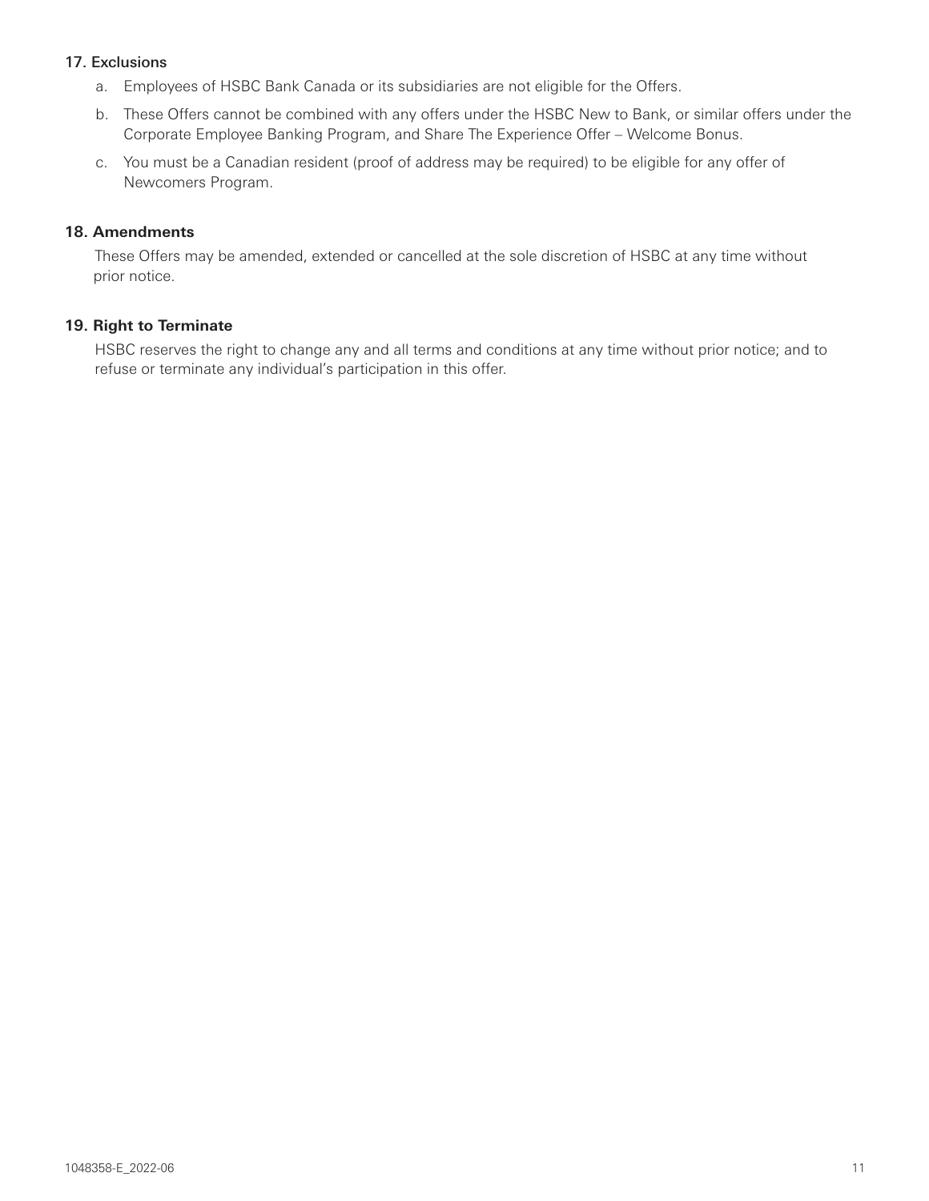**17. Exclusions**

a. Employees of HSBC Bank Canada or its subsidiaries are not eligible for the Offers.

b. These Offers cannot be combined with any offers under the HSBC New to Bank, or similar offers under the Corporate Employee Banking Program, and Share The Experience Offer – Welcome Bonus.

c. You must be a Canadian resident (proof of address may be required) to be eligible for any offer of Newcomers Program.

**18. Amendments**

These Offers may be amended, extended or cancelled at the sole discretion of HSBC at any time without prior notice.

**19. Right to Terminate**

HSBC reserves the right to change any and all terms and conditions at any time without prior notice; and to refuse or terminate any individual's participation in this offer.

1048358-E_2022-06